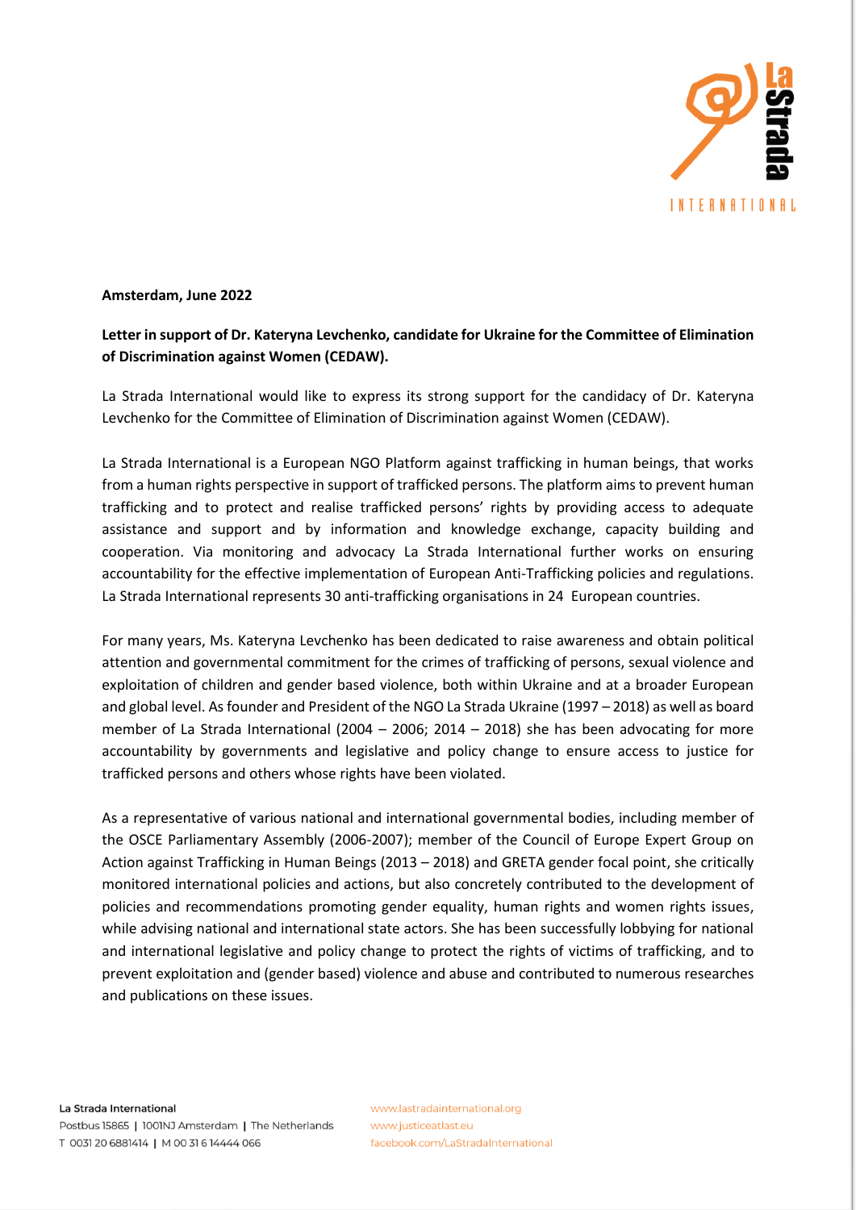**Amsterdam, June 2022**

**Letter in support of Dr. Kateryna Levchenko, candidate for Ukraine for the Committee of Elimination of Discrimination against Women (CEDAW).**

La Strada International would like to express its strong support for the candidacy of Dr. Kateryna Levchenko for the Committee of Elimination of Discrimination against Women (CEDAW).

La Strada International is a European NGO Platform against trafficking in human beings, that works from a human rights perspective in support of trafficked persons. The platform aims to prevent human trafficking and to protect and realise trafficked persons' rights by providing access to adequate assistance and support and by information and knowledge exchange, capacity building and cooperation. Via monitoring and advocacy La Strada International further works on ensuring accountability for the effective implementation of European Anti-Trafficking policies and regulations. La Strada International represents 30 anti-trafficking organisations in 24 European countries.

For many years, Ms. Kateryna Levchenko has been dedicated to raise awareness and obtain political attention and governmental commitment for the crimes of trafficking of persons, sexual violence and exploitation of children and gender based violence, both within Ukraine and at a broader European and global level. As founder and President of the NGO La Strada Ukraine (1997 – 2018) as well as board member of La Strada International (2004 – 2006; 2014 – 2018) she has been advocating for more accountability by governments and legislative and policy change to ensure access to justice for trafficked persons and others whose rights have been violated.

As a representative of various national and international governmental bodies, including member of the OSCE Parliamentary Assembly (2006-2007); member of the Council of Europe Expert Group on Action against Trafficking in Human Beings (2013 – 2018) and GRETA gender focal point, she critically monitored international policies and actions, but also concretely contributed to the development of policies and recommendations promoting gender equality, human rights and women rights issues, while advising national and international state actors. She has been successfully lobbying for national and international legislative and policy change to protect the rights of victims of trafficking, and to prevent exploitation and (gender based) violence and abuse and contributed to numerous researches and publications on these issues.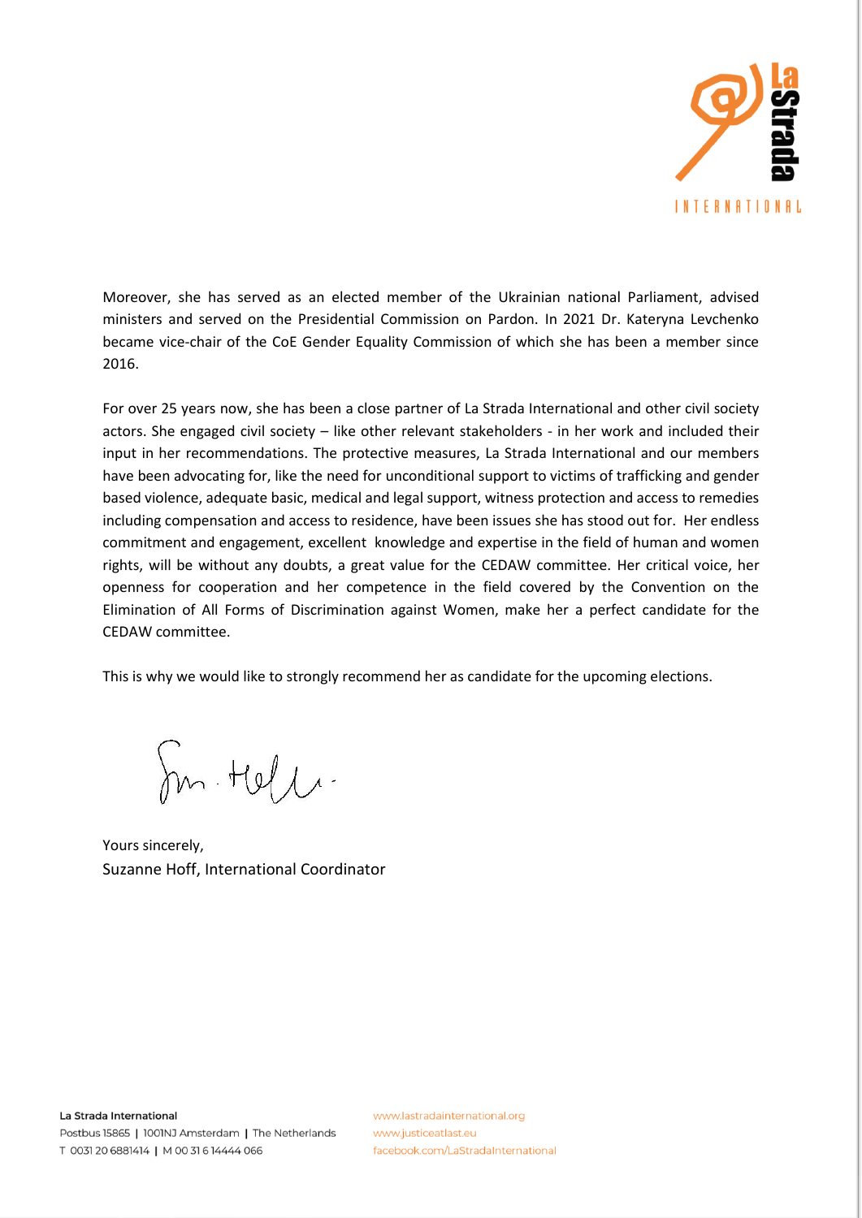Moreover, she has served as an elected member of the Ukrainian national Parliament, advised ministers and served on the Presidential Commission on Pardon. In 2021 Dr. Kateryna Levchenko became vice-chair of the CoE Gender Equality Commission of which she has been a member since 2016.

For over 25 years now, she has been a close partner of La Strada International and other civil society actors. She engaged civil society – like other relevant stakeholders - in her work and included their input in her recommendations. The protective measures, La Strada International and our members have been advocating for, like the need for unconditional support to victims of trafficking and gender based violence, adequate basic, medical and legal support, witness protection and access to remedies including compensation and access to residence, have been issues she has stood out for. Her endless commitment and engagement, excellent knowledge and expertise in the field of human and women rights, will be without any doubts, a great value for the CEDAW committee. Her critical voice, her openness for cooperation and her competence in the field covered by the Convention on the Elimination of All Forms of Discrimination against Women, make her a perfect candidate for the CEDAW committee.

This is why we would like to strongly recommend her as candidate for the upcoming elections.

Yours sincerely,
Suzanne Hoff, International Coordinator

**La Strada International**
Postbus 15865 | 1001NJ Amsterdam | The Netherlands
T 0031 20 6881414 | M 00 31 6 14444 066

www.lastradainternational.org
www.justiceatlast.eu
facebook.com/LaStradaInternational